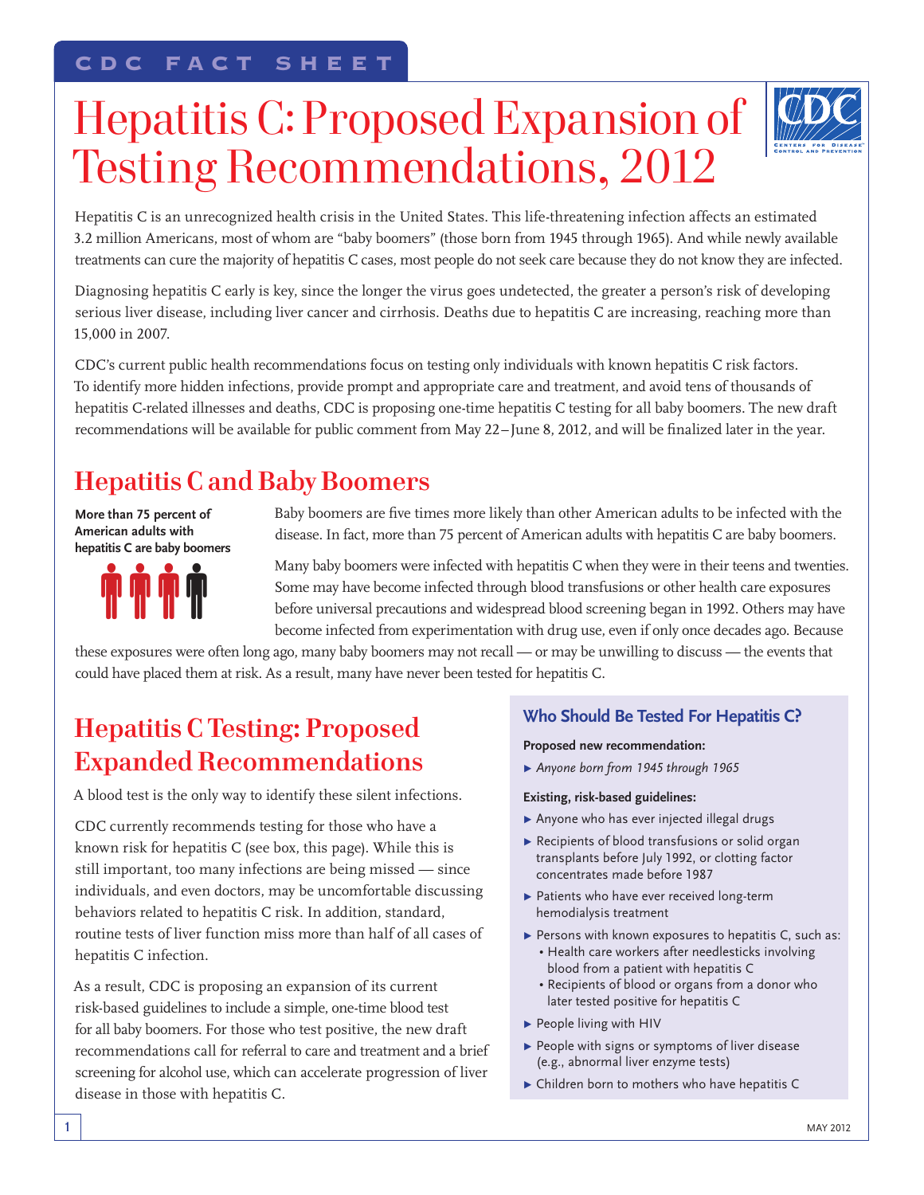CDC FACT SHEET

# Hepatitis C: Proposed Expansion of Testing Recommendations, 2012

Hepatitis C is an unrecognized health crisis in the United States. This life-threatening infection affects an estimated 3.2 million Americans, most of whom are "baby boomers" (those born from 1945 through 1965). And while newly available treatments can cure the majority of hepatitis C cases, most people do not seek care because they do not know they are infected.

Diagnosing hepatitis C early is key, since the longer the virus goes undetected, the greater a person's risk of developing serious liver disease, including liver cancer and cirrhosis. Deaths due to hepatitis C are increasing, reaching more than 15,000 in 2007.

CDC's current public health recommendations focus on testing only individuals with known hepatitis C risk factors. To identify more hidden infections, provide prompt and appropriate care and treatment, and avoid tens of thousands of hepatitis C-related illnesses and deaths, CDC is proposing one-time hepatitis C testing for all baby boomers. The new draft recommendations will be available for public comment from May 22–June 8, 2012, and will be finalized later in the year.

## Hepatitis C and Baby Boomers

**More than 75 percent of American adults with hepatitis C are baby boomers**

Baby boomers are five times more likely than other American adults to be infected with the disease. In fact, more than 75 percent of American adults with hepatitis C are baby boomers.

Many baby boomers were infected with hepatitis C when they were in their teens and twenties. Some may have become infected through blood transfusions or other health care exposures before universal precautions and widespread blood screening began in 1992. Others may have become infected from experimentation with drug use, even if only once decades ago. Because these exposures were often long ago, many baby boomers may not recall — or may be unwilling to discuss — the events that could have placed them at risk. As a result, many have never been tested for hepatitis C.

## Hepatitis C Testing: Proposed Expanded Recommendations

A blood test is the only way to identify these silent infections.

CDC currently recommends testing for those who have a known risk for hepatitis C (see box, this page). While this is still important, too many infections are being missed — since individuals, and even doctors, may be uncomfortable discussing behaviors related to hepatitis C risk. In addition, standard, routine tests of liver function miss more than half of all cases of hepatitis C infection.

As a result, CDC is proposing an expansion of its current risk-based guidelines to include a simple, one-time blood test for all baby boomers. For those who test positive, the new draft recommendations call for referral to care and treatment and a brief screening for alcohol use, which can accelerate progression of liver disease in those with hepatitis C.

### Who Should Be Tested For Hepatitis C?

**Proposed new recommendation:**

- *Anyone born from 1945 through 1965*

**Existing, risk-based guidelines:**

- Anyone who has ever injected illegal drugs
- Recipients of blood transfusions or solid organ transplants before July 1992, or clotting factor concentrates made before 1987
- Patients who have ever received long-term hemodialysis treatment
- Persons with known exposures to hepatitis C, such as:
  - Health care workers after needlesticks involving blood from a patient with hepatitis C
  - Recipients of blood or organs from a donor who later tested positive for hepatitis C
- People living with HIV
- People with signs or symptoms of liver disease (e.g., abnormal liver enzyme tests)
- Children born to mothers who have hepatitis C

MAY 2012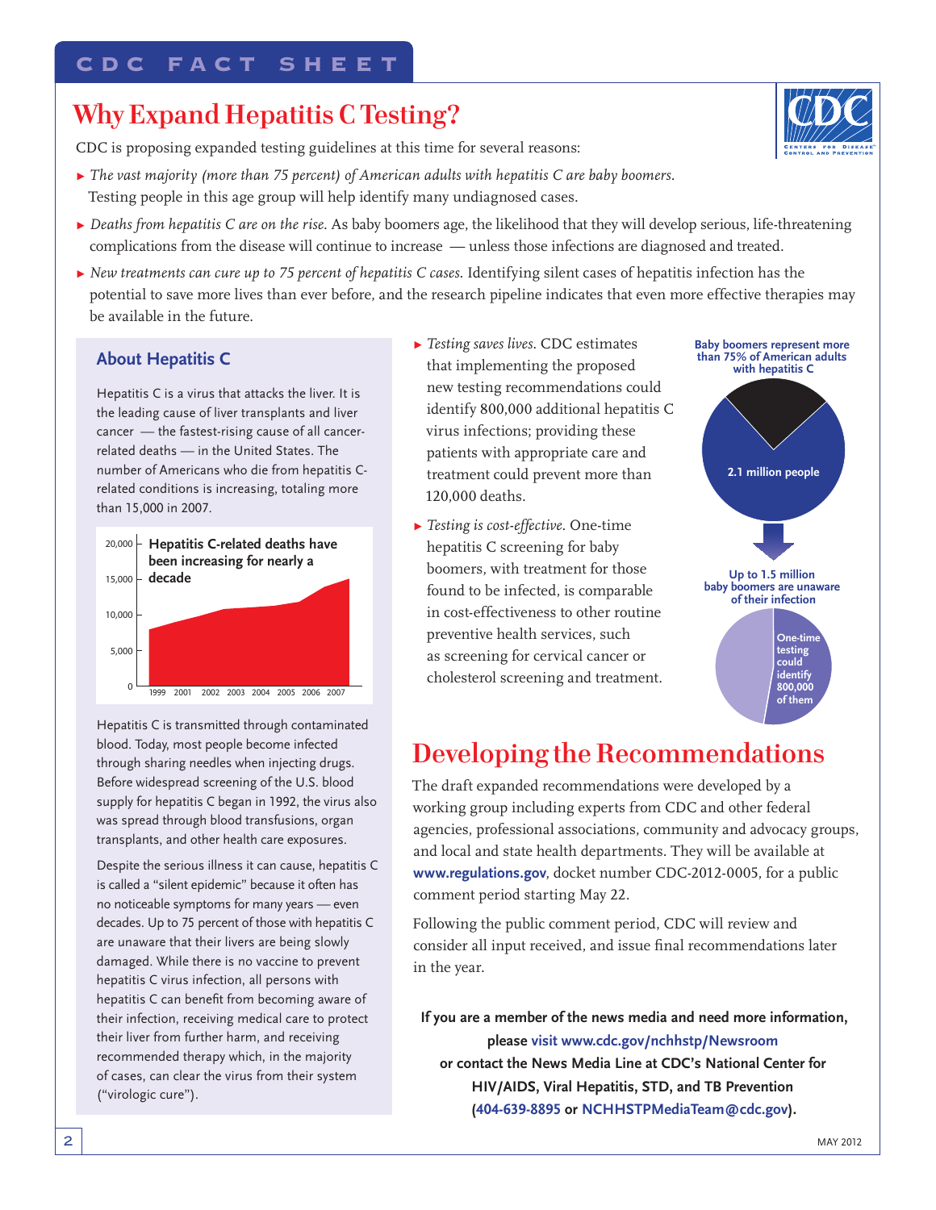CDC FACT SHEET

# Why Expand Hepatitis C Testing?

CDC is proposing expanded testing guidelines at this time for several reasons:

- *The vast majority (more than 75 percent) of American adults with hepatitis C are baby boomers.* Testing people in this age group will help identify many undiagnosed cases.
- *Deaths from hepatitis C are on the rise.* As baby boomers age, the likelihood that they will develop serious, life-threatening complications from the disease will continue to increase — unless those infections are diagnosed and treated.
- *New treatments can cure up to 75 percent of hepatitis C cases.* Identifying silent cases of hepatitis infection has the potential to save more lives than ever before, and the research pipeline indicates that even more effective therapies may be available in the future.

## About Hepatitis C

Hepatitis C is a virus that attacks the liver. It is the leading cause of liver transplants and liver cancer — the fastest-rising cause of all cancer-related deaths — in the United States. The number of Americans who die from hepatitis C-related conditions is increasing, totaling more than 15,000 in 2007.

**Hepatitis C-related deaths have been increasing for nearly a decade**

20,000
15,000
10,000
5,000
0
1999 2001 2002 2003 2004 2005 2006 2007

Hepatitis C is transmitted through contaminated blood. Today, most people become infected through sharing needles when injecting drugs. Before widespread screening of the U.S. blood supply for hepatitis C began in 1992, the virus also was spread through blood transfusions, organ transplants, and other health care exposures.

Despite the serious illness it can cause, hepatitis C is called a "silent epidemic" because it often has no noticeable symptoms for many years — even decades. Up to 75 percent of those with hepatitis C are unaware that their livers are being slowly damaged. While there is no vaccine to prevent hepatitis C virus infection, all persons with hepatitis C can benefit from becoming aware of their infection, receiving medical care to protect their liver from further harm, and receiving recommended therapy which, in the majority of cases, can clear the virus from their system ("virologic cure").

- *Testing saves lives.* CDC estimates that implementing the proposed new testing recommendations could identify 800,000 additional hepatitis C virus infections; providing these patients with appropriate care and treatment could prevent more than 120,000 deaths.
- *Testing is cost-effective.* One-time hepatitis C screening for baby boomers, with treatment for those found to be infected, is comparable in cost-effectiveness to other routine preventive health services, such as screening for cervical cancer or cholesterol screening and treatment.

**Baby boomers represent more than 75% of American adults with hepatitis C**

2.1 million people

**Up to 1.5 million baby boomers are unaware of their infection**

One-time testing could identify 800,000 of them

# Developing the Recommendations

The draft expanded recommendations were developed by a working group including experts from CDC and other federal agencies, professional associations, community and advocacy groups, and local and state health departments. They will be available at **www.regulations.gov**, docket number CDC-2012-0005, for a public comment period starting May 22.

Following the public comment period, CDC will review and consider all input received, and issue final recommendations later in the year.

**If you are a member of the news media and need more information, please visit www.cdc.gov/nchhstp/Newsroom or contact the News Media Line at CDC's National Center for HIV/AIDS, Viral Hepatitis, STD, and TB Prevention (404-639-8895 or NCHHSTPMediaTeam@cdc.gov).**

MAY 2012